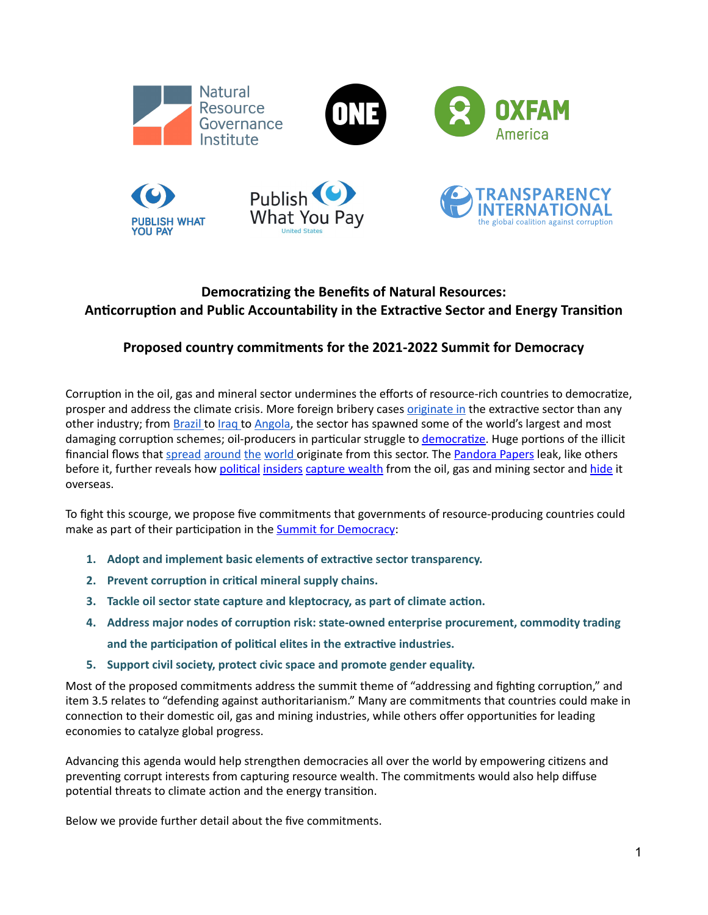**Democratizing the Benefits of Natural Resources:**
**Anticorruption and Public Accountability in the Extractive Sector and Energy Transition**

**Proposed country commitments for the 2021-2022 Summit for Democracy**

Corruption in the oil, gas and mineral sector undermines the efforts of resource-rich countries to democratize, prosper and address the climate crisis. More foreign bribery cases originate in the extractive sector than any other industry; from Brazil to Iraq to Angola, the sector has spawned some of the world's largest and most damaging corruption schemes; oil-producers in particular struggle to democratize. Huge portions of the illicit financial flows that spread around the world originate from this sector. The Pandora Papers leak, like others before it, further reveals how political insiders capture wealth from the oil, gas and mining sector and hide it overseas.

To fight this scourge, we propose five commitments that governments of resource-producing countries could make as part of their participation in the Summit for Democracy:

1. **Adopt and implement basic elements of extractive sector transparency.**
2. **Prevent corruption in critical mineral supply chains.**
3. **Tackle oil sector state capture and kleptocracy, as part of climate action.**
4. **Address major nodes of corruption risk: state-owned enterprise procurement, commodity trading and the participation of political elites in the extractive industries.**
5. **Support civil society, protect civic space and promote gender equality.**

Most of the proposed commitments address the summit theme of "addressing and fighting corruption," and item 3.5 relates to "defending against authoritarianism." Many are commitments that countries could make in connection to their domestic oil, gas and mining industries, while others offer opportunities for leading economies to catalyze global progress.

Advancing this agenda would help strengthen democracies all over the world by empowering citizens and preventing corrupt interests from capturing resource wealth. The commitments would also help diffuse potential threats to climate action and the energy transition.

Below we provide further detail about the five commitments.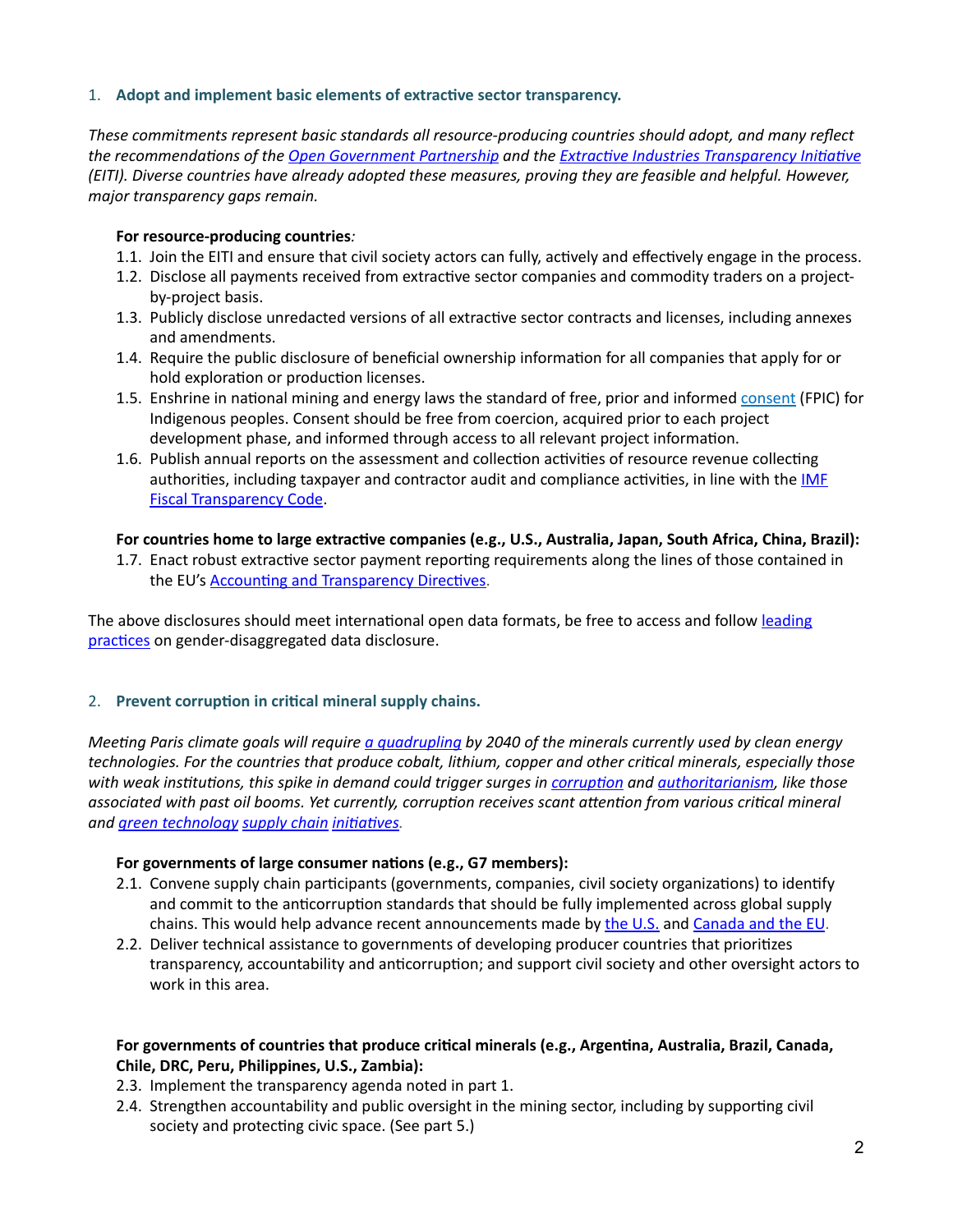1. **Adopt and implement basic elements of extractive sector transparency.**

*These commitments represent basic standards all resource-producing countries should adopt, and many reflect the recommendations of the Open Government Partnership and the Extractive Industries Transparency Initiative (EITI). Diverse countries have already adopted these measures, proving they are feasible and helpful. However, major transparency gaps remain.*

**For resource-producing countries***:*

1.1. Join the EITI and ensure that civil society actors can fully, actively and effectively engage in the process.

1.2. Disclose all payments received from extractive sector companies and commodity traders on a project-by-project basis.

1.3. Publicly disclose unredacted versions of all extractive sector contracts and licenses, including annexes and amendments.

1.4. Require the public disclosure of beneficial ownership information for all companies that apply for or hold exploration or production licenses.

1.5. Enshrine in national mining and energy laws the standard of free, prior and informed consent (FPIC) for Indigenous peoples. Consent should be free from coercion, acquired prior to each project development phase, and informed through access to all relevant project information.

1.6. Publish annual reports on the assessment and collection activities of resource revenue collecting authorities, including taxpayer and contractor audit and compliance activities, in line with the IMF Fiscal Transparency Code.

**For countries home to large extractive companies (e.g., U.S., Australia, Japan, South Africa, China, Brazil):**

1.7. Enact robust extractive sector payment reporting requirements along the lines of those contained in the EU's Accounting and Transparency Directives.

The above disclosures should meet international open data formats, be free to access and follow leading practices on gender-disaggregated data disclosure.

2. **Prevent corruption in critical mineral supply chains.**

*Meeting Paris climate goals will require a quadrupling by 2040 of the minerals currently used by clean energy technologies. For the countries that produce cobalt, lithium, copper and other critical minerals, especially those with weak institutions, this spike in demand could trigger surges in corruption and authoritarianism, like those associated with past oil booms. Yet currently, corruption receives scant attention from various critical mineral and green technology supply chain initiatives.*

**For governments of large consumer nations (e.g., G7 members):**

2.1. Convene supply chain participants (governments, companies, civil society organizations) to identify and commit to the anticorruption standards that should be fully implemented across global supply chains. This would help advance recent announcements made by the U.S. and Canada and the EU.

2.2. Deliver technical assistance to governments of developing producer countries that prioritizes transparency, accountability and anticorruption; and support civil society and other oversight actors to work in this area.

**For governments of countries that produce critical minerals (e.g., Argentina, Australia, Brazil, Canada, Chile, DRC, Peru, Philippines, U.S., Zambia):**

2.3. Implement the transparency agenda noted in part 1.

2.4. Strengthen accountability and public oversight in the mining sector, including by supporting civil society and protecting civic space. (See part 5.)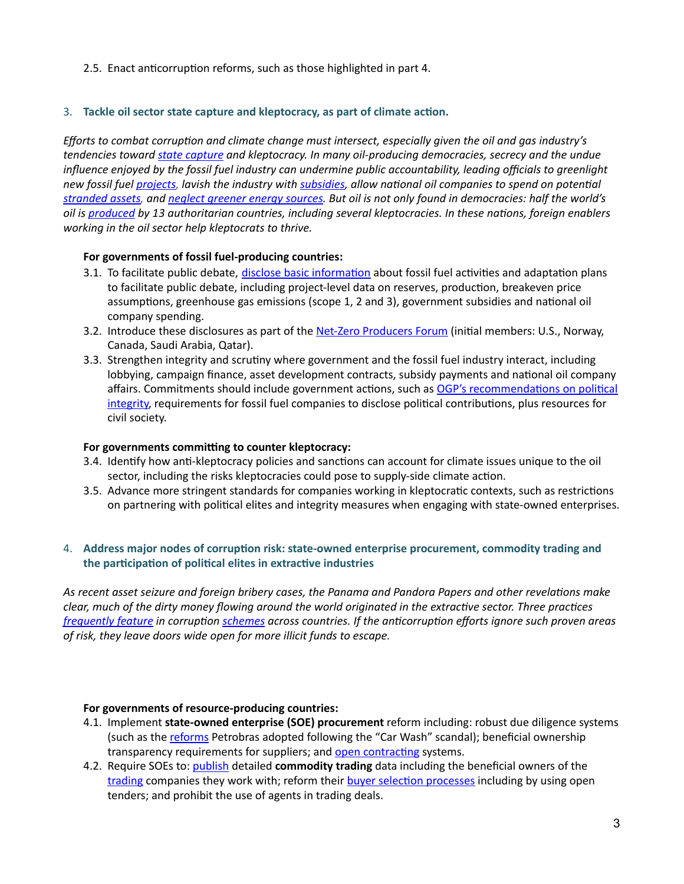2.5. Enact anticorruption reforms, such as those highlighted in part 4.

### 3. Tackle oil sector state capture and kleptocracy, as part of climate action.

*Efforts to combat corruption and climate change must intersect, especially given the oil and gas industry's tendencies toward state capture and kleptocracy. In many oil-producing democracies, secrecy and the undue influence enjoyed by the fossil fuel industry can undermine public accountability, leading officials to greenlight new fossil fuel projects, lavish the industry with subsidies, allow national oil companies to spend on potential stranded assets, and neglect greener energy sources. But oil is not only found in democracies: half the world's oil is produced by 13 authoritarian countries, including several kleptocracies. In these nations, foreign enablers working in the oil sector help kleptocrats to thrive.*

**For governments of fossil fuel-producing countries:**

3.1. To facilitate public debate, disclose basic information about fossil fuel activities and adaptation plans to facilitate public debate, including project-level data on reserves, production, breakeven price assumptions, greenhouse gas emissions (scope 1, 2 and 3), government subsidies and national oil company spending.

3.2. Introduce these disclosures as part of the Net-Zero Producers Forum (initial members: U.S., Norway, Canada, Saudi Arabia, Qatar).

3.3. Strengthen integrity and scrutiny where government and the fossil fuel industry interact, including lobbying, campaign finance, asset development contracts, subsidy payments and national oil company affairs. Commitments should include government actions, such as OGP's recommendations on political integrity, requirements for fossil fuel companies to disclose political contributions, plus resources for civil society.

**For governments committing to counter kleptocracy:**

3.4. Identify how anti-kleptocracy policies and sanctions can account for climate issues unique to the oil sector, including the risks kleptocracies could pose to supply-side climate action.

3.5. Advance more stringent standards for companies working in kleptocratic contexts, such as restrictions on partnering with political elites and integrity measures when engaging with state-owned enterprises.

### 4. Address major nodes of corruption risk: state-owned enterprise procurement, commodity trading and the participation of political elites in extractive industries

*As recent asset seizure and foreign bribery cases, the Panama and Pandora Papers and other revelations make clear, much of the dirty money flowing around the world originated in the extractive sector. Three practices frequently feature in corruption schemes across countries. If the anticorruption efforts ignore such proven areas of risk, they leave doors wide open for more illicit funds to escape.*

**For governments of resource-producing countries:**

4.1. Implement **state-owned enterprise (SOE) procurement** reform including: robust due diligence systems (such as the reforms Petrobras adopted following the "Car Wash" scandal); beneficial ownership transparency requirements for suppliers; and open contracting systems.

4.2. Require SOEs to: publish detailed **commodity trading** data including the beneficial owners of the trading companies they work with; reform their buyer selection processes including by using open tenders; and prohibit the use of agents in trading deals.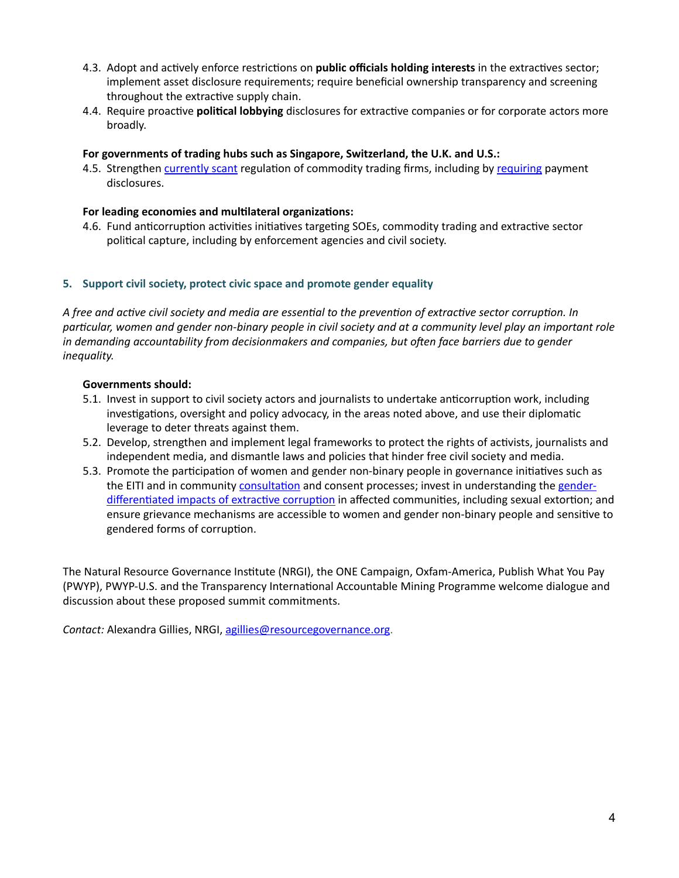4.3. Adopt and actively enforce restrictions on **public officials holding interests** in the extractives sector; implement asset disclosure requirements; require beneficial ownership transparency and screening throughout the extractive supply chain.

4.4. Require proactive **political lobbying** disclosures for extractive companies or for corporate actors more broadly.

**For governments of trading hubs such as Singapore, Switzerland, the U.K. and U.S.:**

4.5. Strengthen currently scant regulation of commodity trading firms, including by requiring payment disclosures.

**For leading economies and multilateral organizations:**

4.6. Fund anticorruption activities initiatives targeting SOEs, commodity trading and extractive sector political capture, including by enforcement agencies and civil society.

## 5. Support civil society, protect civic space and promote gender equality

*A free and active civil society and media are essential to the prevention of extractive sector corruption. In particular, women and gender non-binary people in civil society and at a community level play an important role in demanding accountability from decisionmakers and companies, but often face barriers due to gender inequality.*

**Governments should:**

5.1. Invest in support to civil society actors and journalists to undertake anticorruption work, including investigations, oversight and policy advocacy, in the areas noted above, and use their diplomatic leverage to deter threats against them.

5.2. Develop, strengthen and implement legal frameworks to protect the rights of activists, journalists and independent media, and dismantle laws and policies that hinder free civil society and media.

5.3. Promote the participation of women and gender non-binary people in governance initiatives such as the EITI and in community consultation and consent processes; invest in understanding the gender-differentiated impacts of extractive corruption in affected communities, including sexual extortion; and ensure grievance mechanisms are accessible to women and gender non-binary people and sensitive to gendered forms of corruption.

The Natural Resource Governance Institute (NRGI), the ONE Campaign, Oxfam-America, Publish What You Pay (PWYP), PWYP-U.S. and the Transparency International Accountable Mining Programme welcome dialogue and discussion about these proposed summit commitments.

*Contact:* Alexandra Gillies, NRGI, agillies@resourcegovernance.org.